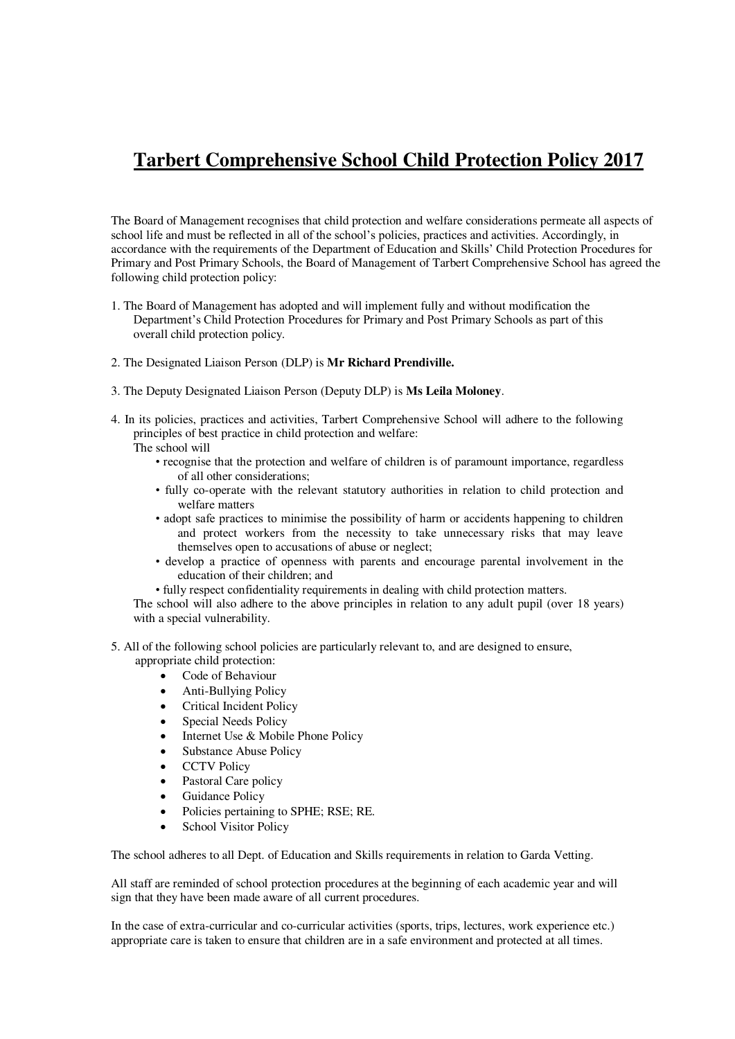# Tarbert Comprehensive School Child Protection Policy 2017

The Board of Management recognises that child protection and welfare considerations permeate all aspects of school life and must be reflected in all of the school's policies, practices and activities. Accordingly, in accordance with the requirements of the Department of Education and Skills' Child Protection Procedures for Primary and Post Primary Schools, the Board of Management of Tarbert Comprehensive School has agreed the following child protection policy:

1. The Board of Management has adopted and will implement fully and without modification the Department's Child Protection Procedures for Primary and Post Primary Schools as part of this overall child protection policy.

2. The Designated Liaison Person (DLP) is **Mr Richard Prendiville.**

3. The Deputy Designated Liaison Person (Deputy DLP) is **Ms Leila Moloney**.

4. In its policies, practices and activities, Tarbert Comprehensive School will adhere to the following principles of best practice in child protection and welfare:
   The school will
   - recognise that the protection and welfare of children is of paramount importance, regardless of all other considerations;
   - fully co-operate with the relevant statutory authorities in relation to child protection and welfare matters
   - adopt safe practices to minimise the possibility of harm or accidents happening to children and protect workers from the necessity to take unnecessary risks that may leave themselves open to accusations of abuse or neglect;
   - develop a practice of openness with parents and encourage parental involvement in the education of their children; and
   - fully respect confidentiality requirements in dealing with child protection matters.

   The school will also adhere to the above principles in relation to any adult pupil (over 18 years) with a special vulnerability.

5. All of the following school policies are particularly relevant to, and are designed to ensure, appropriate child protection:
   - Code of Behaviour
   - Anti-Bullying Policy
   - Critical Incident Policy
   - Special Needs Policy
   - Internet Use & Mobile Phone Policy
   - Substance Abuse Policy
   - CCTV Policy
   - Pastoral Care policy
   - Guidance Policy
   - Policies pertaining to SPHE; RSE; RE.
   - School Visitor Policy

The school adheres to all Dept. of Education and Skills requirements in relation to Garda Vetting.

All staff are reminded of school protection procedures at the beginning of each academic year and will sign that they have been made aware of all current procedures.

In the case of extra-curricular and co-curricular activities (sports, trips, lectures, work experience etc.) appropriate care is taken to ensure that children are in a safe environment and protected at all times.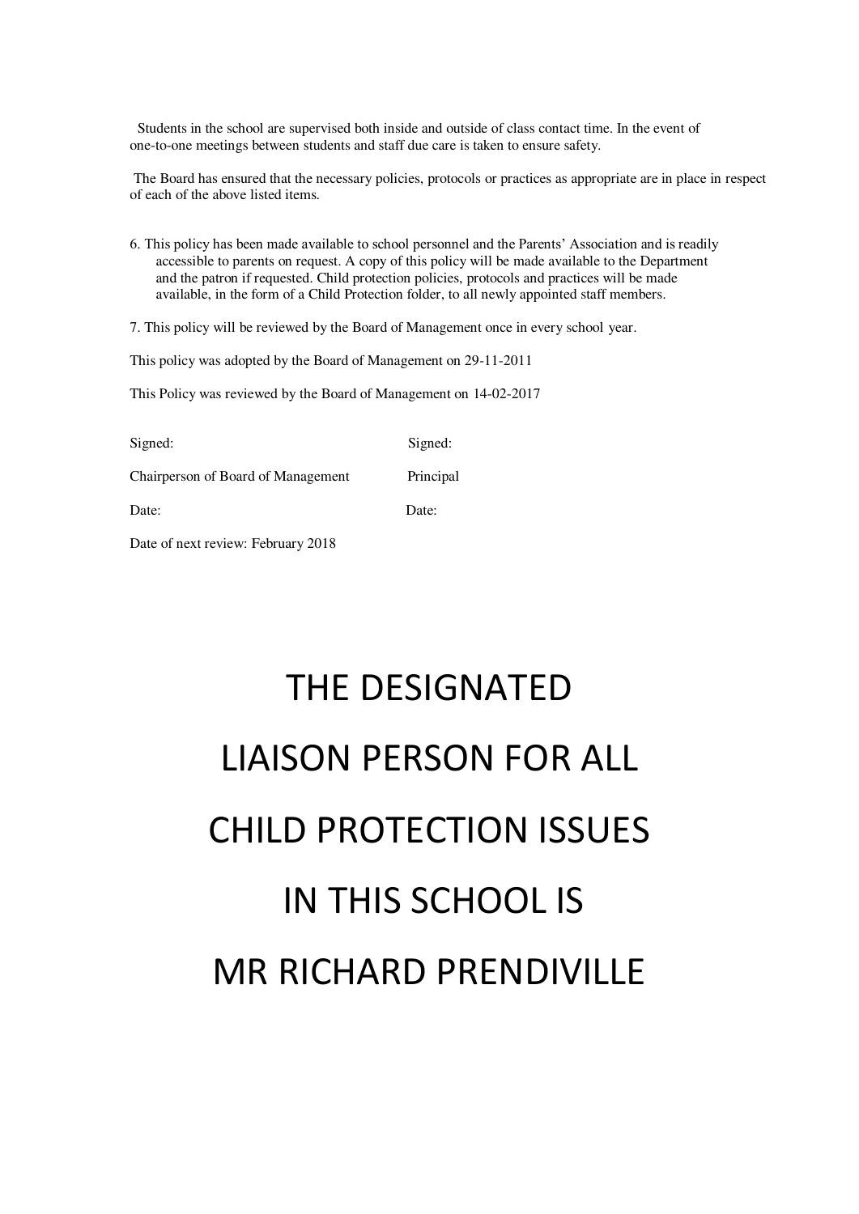Students in the school are supervised both inside and outside of class contact time. In the event of one-to-one meetings between students and staff due care is taken to ensure safety.

The Board has ensured that the necessary policies, protocols or practices as appropriate are in place in respect of each of the above listed items.

6. This policy has been made available to school personnel and the Parents' Association and is readily accessible to parents on request. A copy of this policy will be made available to the Department and the patron if requested. Child protection policies, protocols and practices will be made available, in the form of a Child Protection folder, to all newly appointed staff members.

7. This policy will be reviewed by the Board of Management once in every school year.

This policy was adopted by the Board of Management on 29-11-2011

This Policy was reviewed by the Board of Management on 14-02-2017

| | |
|---|---|
| Signed: | Signed: |
| Chairperson of Board of Management | Principal |
| Date: | Date: |

Date of next review: February 2018

# THE DESIGNATED LIAISON PERSON FOR ALL CHILD PROTECTION ISSUES IN THIS SCHOOL IS MR RICHARD PRENDIVILLE